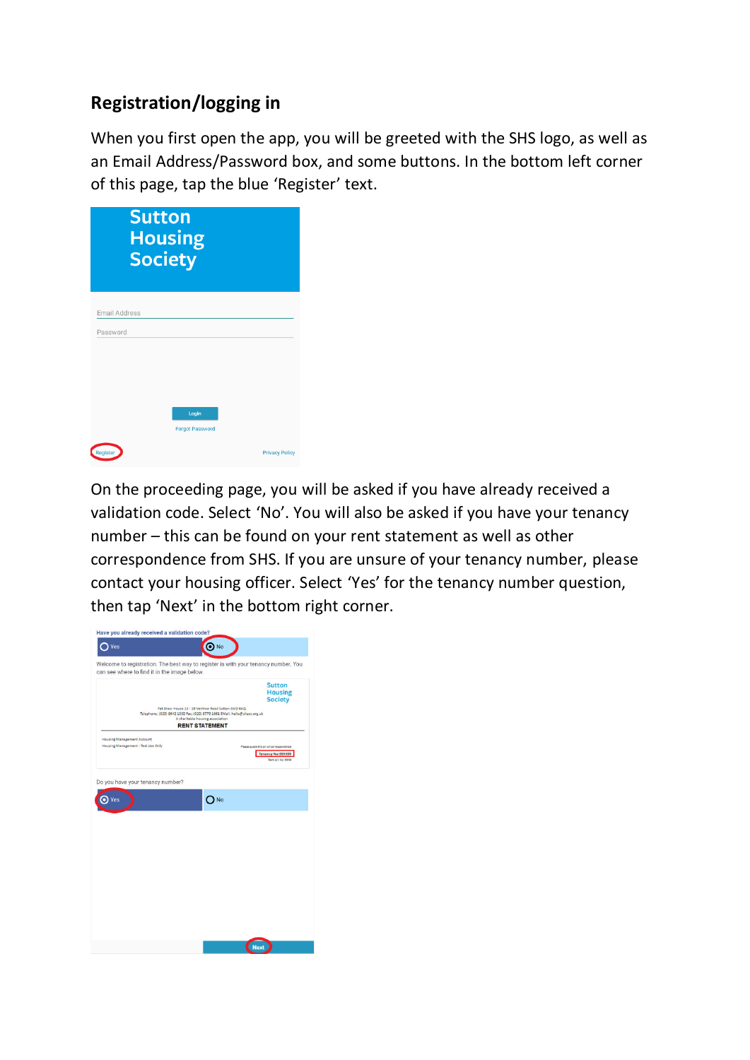## Registration/logging in

When you first open the app, you will be greeted with the SHS logo, as well as an Email Address/Password box, and some buttons. In the bottom left corner of this page, tap the blue 'Register' text.

On the proceeding page, you will be asked if you have already received a validation code. Select 'No'. You will also be asked if you have your tenancy number – this can be found on your rent statement as well as other correspondence from SHS. If you are unsure of your tenancy number, please contact your housing officer. Select 'Yes' for the tenancy number question, then tap 'Next' in the bottom right corner.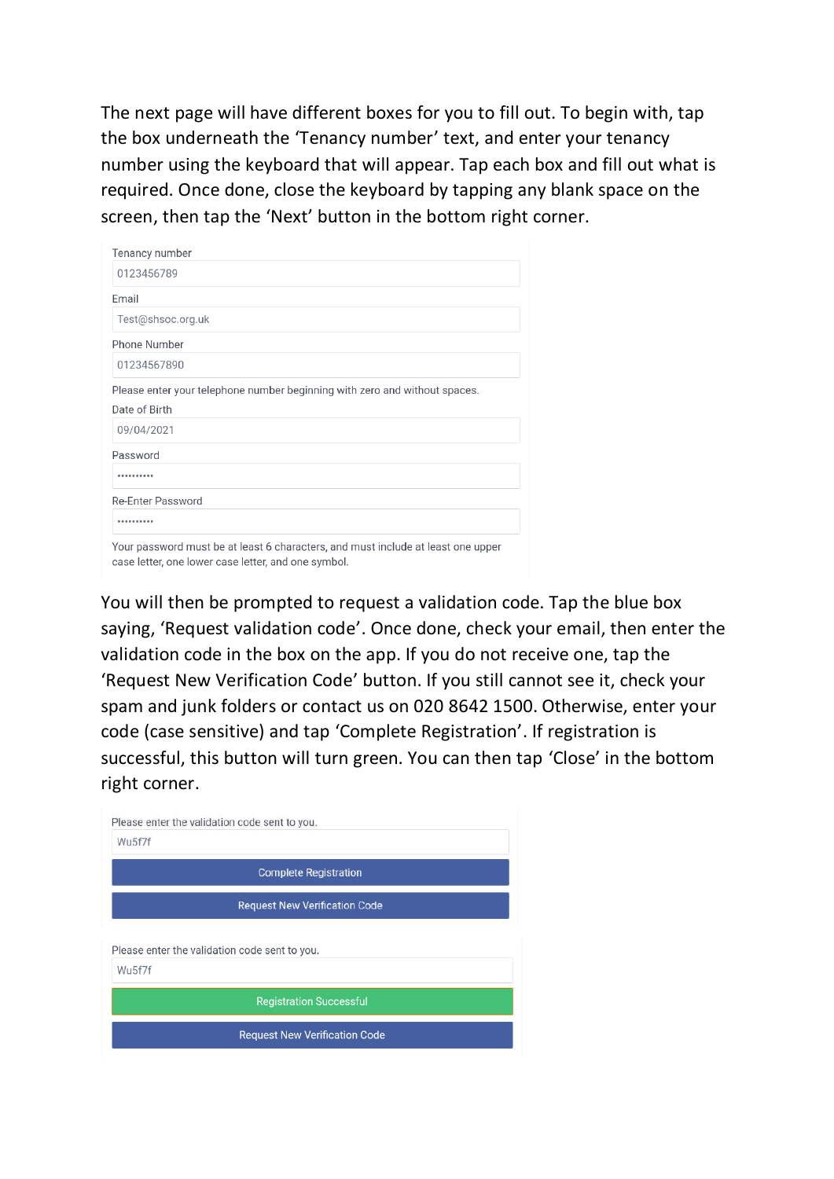The next page will have different boxes for you to fill out. To begin with, tap the box underneath the 'Tenancy number' text, and enter your tenancy number using the keyboard that will appear. Tap each box and fill out what is required. Once done, close the keyboard by tapping any blank space on the screen, then tap the 'Next' button in the bottom right corner.

Tenancy number

0123456789

Email

Test@shsoc.org.uk

Phone Number

01234567890

Please enter your telephone number beginning with zero and without spaces.

Date of Birth

09/04/2021

Password

••••••••••

Re-Enter Password

••••••••••

Your password must be at least 6 characters, and must include at least one upper case letter, one lower case letter, and one symbol.

You will then be prompted to request a validation code. Tap the blue box saying, 'Request validation code'. Once done, check your email, then enter the validation code in the box on the app. If you do not receive one, tap the 'Request New Verification Code' button. If you still cannot see it, check your spam and junk folders or contact us on 020 8642 1500. Otherwise, enter your code (case sensitive) and tap 'Complete Registration'. If registration is successful, this button will turn green. You can then tap 'Close' in the bottom right corner.

Please enter the validation code sent to you.

Wu5f7f

Complete Registration

Request New Verification Code

Please enter the validation code sent to you.

Wu5f7f

Registration Successful

Request New Verification Code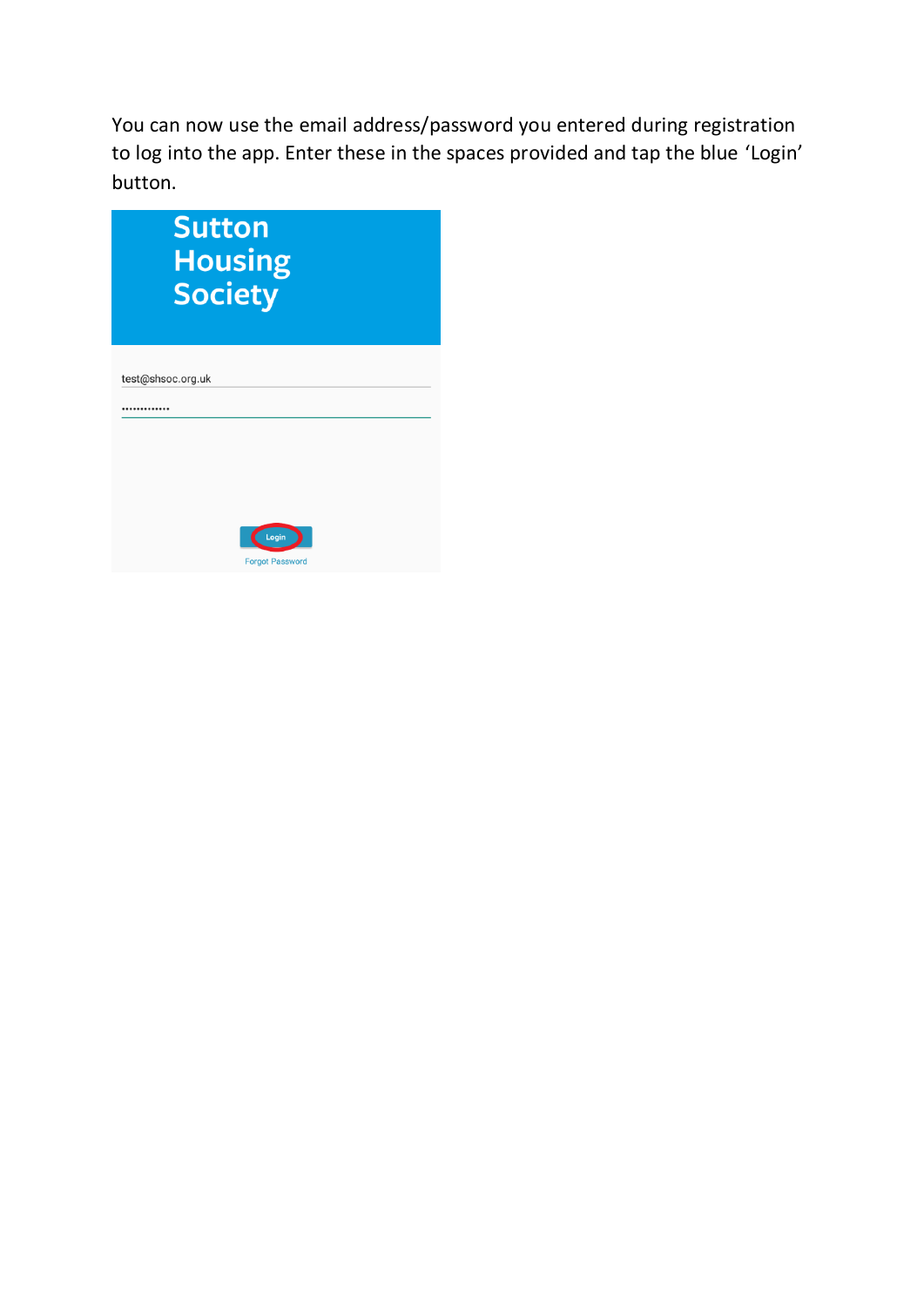You can now use the email address/password you entered during registration to log into the app. Enter these in the spaces provided and tap the blue 'Login' button.

Sutton Housing Society

test@shsoc.org.uk

••••••••••••••

Login

Forgot Password